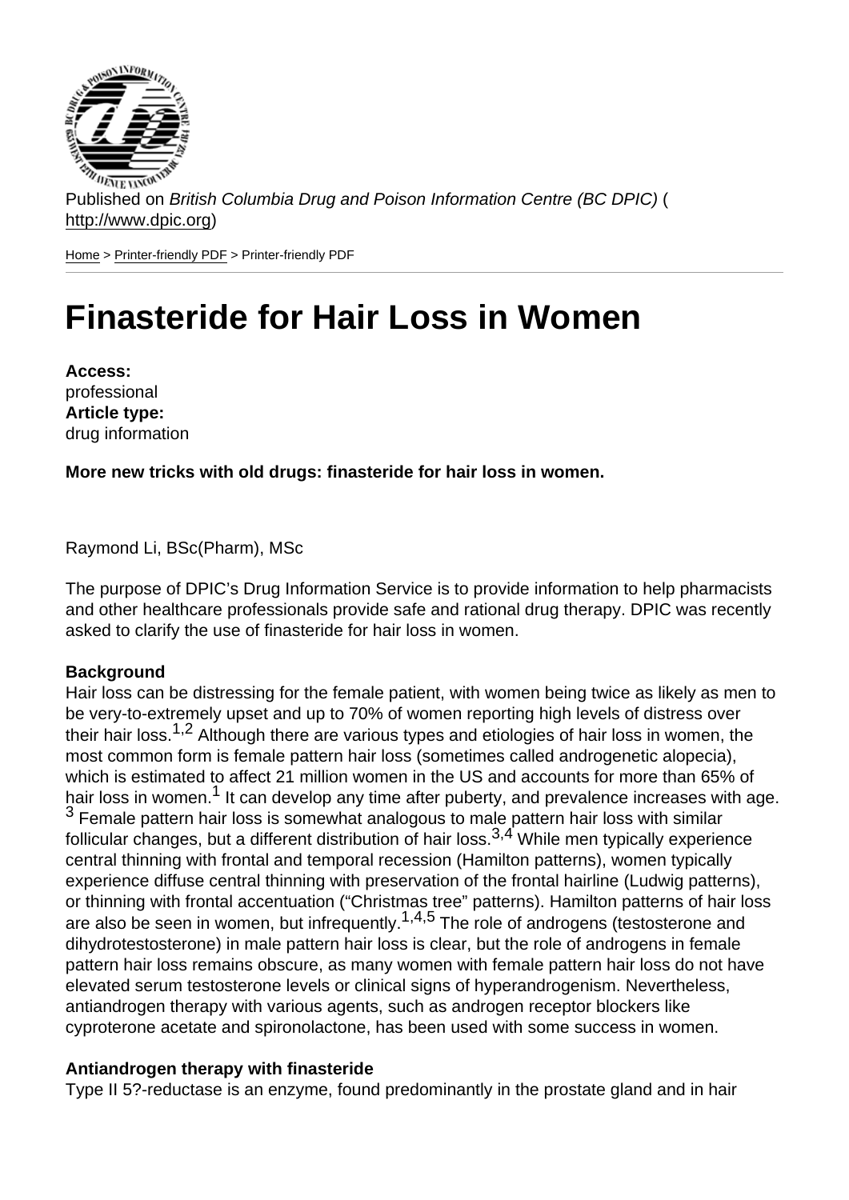Published on *British Columbia Drug and Poison Information Centre (BC DPIC)* (http://www.dpic.org)

Home > Printer-friendly PDF > Printer-friendly PDF

# Finasteride for Hair Loss in Women

**Access:**
professional
**Article type:**
drug information

**More new tricks with old drugs: finasteride for hair loss in women.**

Raymond Li, BSc(Pharm), MSc

The purpose of DPIC's Drug Information Service is to provide information to help pharmacists and other healthcare professionals provide safe and rational drug therapy. DPIC was recently asked to clarify the use of finasteride for hair loss in women.

**Background**
Hair loss can be distressing for the female patient, with women being twice as likely as men to be very-to-extremely upset and up to 70% of women reporting high levels of distress over their hair loss.[1,2] Although there are various types and etiologies of hair loss in women, the most common form is female pattern hair loss (sometimes called androgenetic alopecia), which is estimated to affect 21 million women in the US and accounts for more than 65% of hair loss in women.[1] It can develop any time after puberty, and prevalence increases with age.[3] Female pattern hair loss is somewhat analogous to male pattern hair loss with similar follicular changes, but a different distribution of hair loss.[3,4] While men typically experience central thinning with frontal and temporal recession (Hamilton patterns), women typically experience diffuse central thinning with preservation of the frontal hairline (Ludwig patterns), or thinning with frontal accentuation ("Christmas tree" patterns). Hamilton patterns of hair loss are also seen in women, but infrequently.[1,4,5] The role of androgens (testosterone and dihydrotestosterone) in male pattern hair loss is clear, but the role of androgens in female pattern hair loss remains obscure, as many women with female pattern hair loss do not have elevated serum testosterone levels or clinical signs of hyperandrogenism. Nevertheless, antiandrogen therapy with various agents, such as androgen receptor blockers like cyproterone acetate and spironolactone, has been used with some success in women.

**Antiandrogen therapy with finasteride**
Type II 5?-reductase is an enzyme, found predominantly in the prostate gland and in hair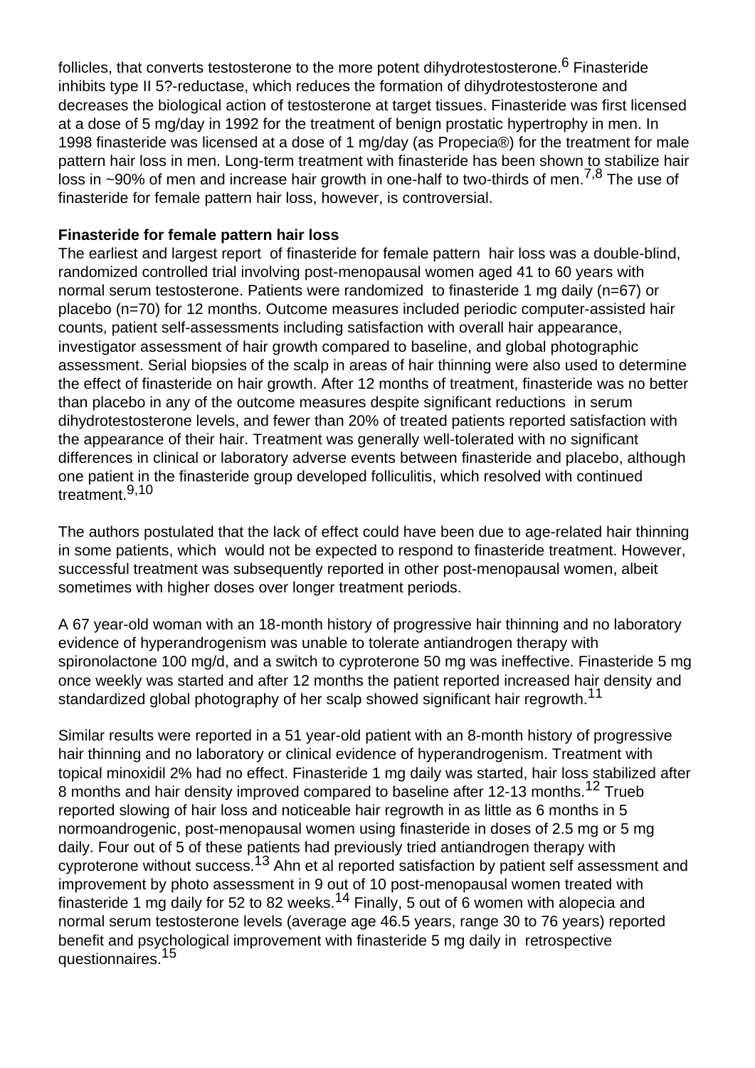follicles, that converts testosterone to the more potent dihydrotestosterone.[6] Finasteride inhibits type II 5?-reductase, which reduces the formation of dihydrotestosterone and decreases the biological action of testosterone at target tissues. Finasteride was first licensed at a dose of 5 mg/day in 1992 for the treatment of benign prostatic hypertrophy in men. In 1998 finasteride was licensed at a dose of 1 mg/day (as Propecia®) for the treatment for male pattern hair loss in men. Long-term treatment with finasteride has been shown to stabilize hair loss in ~90% of men and increase hair growth in one-half to two-thirds of men.[7,8] The use of finasteride for female pattern hair loss, however, is controversial.

**Finasteride for female pattern hair loss**

The earliest and largest report of finasteride for female pattern hair loss was a double-blind, randomized controlled trial involving post-menopausal women aged 41 to 60 years with normal serum testosterone. Patients were randomized to finasteride 1 mg daily (n=67) or placebo (n=70) for 12 months. Outcome measures included periodic computer-assisted hair counts, patient self-assessments including satisfaction with overall hair appearance, investigator assessment of hair growth compared to baseline, and global photographic assessment. Serial biopsies of the scalp in areas of hair thinning were also used to determine the effect of finasteride on hair growth. After 12 months of treatment, finasteride was no better than placebo in any of the outcome measures despite significant reductions in serum dihydrotestosterone levels, and fewer than 20% of treated patients reported satisfaction with the appearance of their hair. Treatment was generally well-tolerated with no significant differences in clinical or laboratory adverse events between finasteride and placebo, although one patient in the finasteride group developed folliculitis, which resolved with continued treatment.[9,10]

The authors postulated that the lack of effect could have been due to age-related hair thinning in some patients, which would not be expected to respond to finasteride treatment. However, successful treatment was subsequently reported in other post-menopausal women, albeit sometimes with higher doses over longer treatment periods.

A 67 year-old woman with an 18-month history of progressive hair thinning and no laboratory evidence of hyperandrogenism was unable to tolerate antiandrogen therapy with spironolactone 100 mg/d, and a switch to cyproterone 50 mg was ineffective. Finasteride 5 mg once weekly was started and after 12 months the patient reported increased hair density and standardized global photography of her scalp showed significant hair regrowth.[11]

Similar results were reported in a 51 year-old patient with an 8-month history of progressive hair thinning and no laboratory or clinical evidence of hyperandrogenism. Treatment with topical minoxidil 2% had no effect. Finasteride 1 mg daily was started, hair loss stabilized after 8 months and hair density improved compared to baseline after 12-13 months.[12] Trueb reported slowing of hair loss and noticeable hair regrowth in as little as 6 months in 5 normoandrogenic, post-menopausal women using finasteride in doses of 2.5 mg or 5 mg daily. Four out of 5 of these patients had previously tried antiandrogen therapy with cyproterone without success.[13] Ahn et al reported satisfaction by patient self assessment and improvement by photo assessment in 9 out of 10 post-menopausal women treated with finasteride 1 mg daily for 52 to 82 weeks.[14] Finally, 5 out of 6 women with alopecia and normal serum testosterone levels (average age 46.5 years, range 30 to 76 years) reported benefit and psychological improvement with finasteride 5 mg daily in retrospective questionnaires.[15]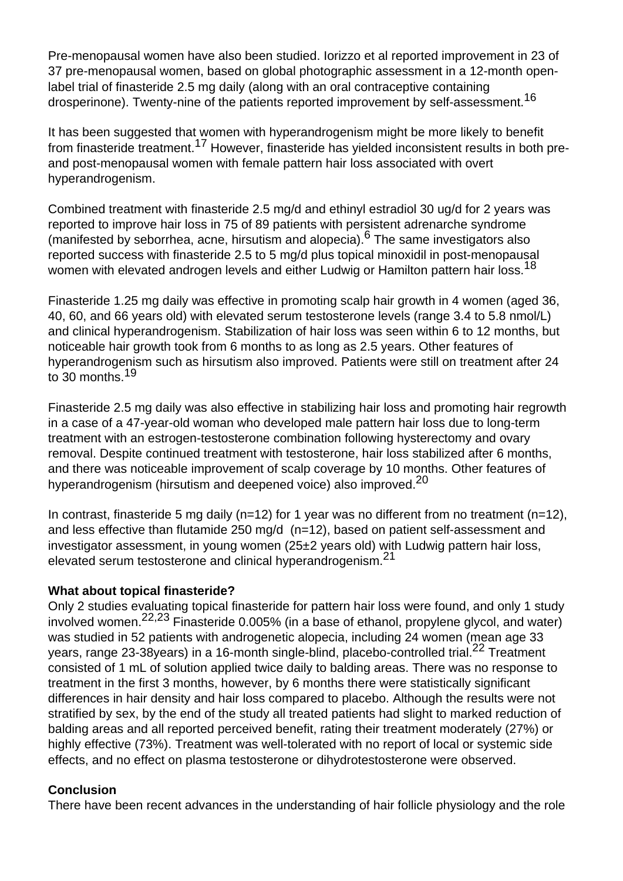Pre-menopausal women have also been studied. Iorizzo et al reported improvement in 23 of 37 pre-menopausal women, based on global photographic assessment in a 12-month open-label trial of finasteride 2.5 mg daily (along with an oral contraceptive containing drosperinone). Twenty-nine of the patients reported improvement by self-assessment.[16]

It has been suggested that women with hyperandrogenism might be more likely to benefit from finasteride treatment.[17] However, finasteride has yielded inconsistent results in both pre- and post-menopausal women with female pattern hair loss associated with overt hyperandrogenism.

Combined treatment with finasteride 2.5 mg/d and ethinyl estradiol 30 ug/d for 2 years was reported to improve hair loss in 75 of 89 patients with persistent adrenarche syndrome (manifested by seborrhea, acne, hirsutism and alopecia).[6] The same investigators also reported success with finasteride 2.5 to 5 mg/d plus topical minoxidil in post-menopausal women with elevated androgen levels and either Ludwig or Hamilton pattern hair loss.[18]

Finasteride 1.25 mg daily was effective in promoting scalp hair growth in 4 women (aged 36, 40, 60, and 66 years old) with elevated serum testosterone levels (range 3.4 to 5.8 nmol/L) and clinical hyperandrogenism. Stabilization of hair loss was seen within 6 to 12 months, but noticeable hair growth took from 6 months to as long as 2.5 years. Other features of hyperandrogenism such as hirsutism also improved. Patients were still on treatment after 24 to 30 months.[19]

Finasteride 2.5 mg daily was also effective in stabilizing hair loss and promoting hair regrowth in a case of a 47-year-old woman who developed male pattern hair loss due to long-term treatment with an estrogen-testosterone combination following hysterectomy and ovary removal. Despite continued treatment with testosterone, hair loss stabilized after 6 months, and there was noticeable improvement of scalp coverage by 10 months. Other features of hyperandrogenism (hirsutism and deepened voice) also improved.[20]

In contrast, finasteride 5 mg daily (n=12) for 1 year was no different from no treatment (n=12), and less effective than flutamide 250 mg/d (n=12), based on patient self-assessment and investigator assessment, in young women (25±2 years old) with Ludwig pattern hair loss, elevated serum testosterone and clinical hyperandrogenism.[21]

**What about topical finasteride?**

Only 2 studies evaluating topical finasteride for pattern hair loss were found, and only 1 study involved women.[22,23] Finasteride 0.005% (in a base of ethanol, propylene glycol, and water) was studied in 52 patients with androgenetic alopecia, including 24 women (mean age 33 years, range 23-38years) in a 16-month single-blind, placebo-controlled trial.[22] Treatment consisted of 1 mL of solution applied twice daily to balding areas. There was no response to treatment in the first 3 months, however, by 6 months there were statistically significant differences in hair density and hair loss compared to placebo. Although the results were not stratified by sex, by the end of the study all treated patients had slight to marked reduction of balding areas and all reported perceived benefit, rating their treatment moderately (27%) or highly effective (73%). Treatment was well-tolerated with no report of local or systemic side effects, and no effect on plasma testosterone or dihydrotestosterone were observed.

**Conclusion**

There have been recent advances in the understanding of hair follicle physiology and the role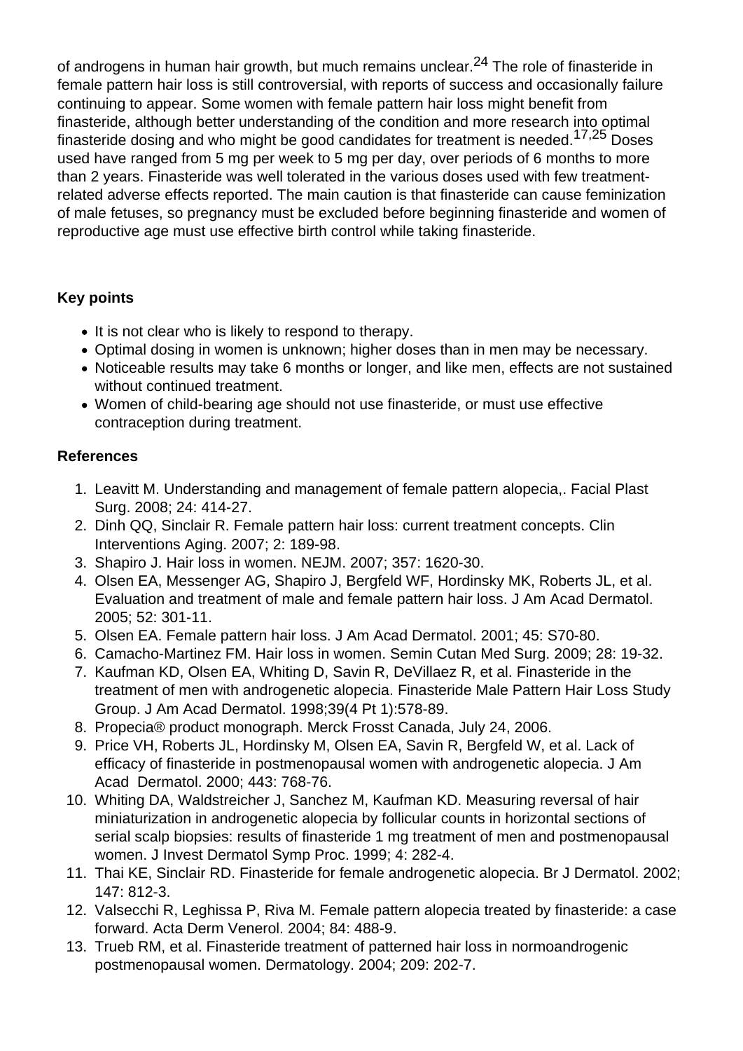of androgens in human hair growth, but much remains unclear.[24] The role of finasteride in female pattern hair loss is still controversial, with reports of success and occasionally failure continuing to appear. Some women with female pattern hair loss might benefit from finasteride, although better understanding of the condition and more research into optimal finasteride dosing and who might be good candidates for treatment is needed.[17,25] Doses used have ranged from 5 mg per week to 5 mg per day, over periods of 6 months to more than 2 years. Finasteride was well tolerated in the various doses used with few treatment-related adverse effects reported. The main caution is that finasteride can cause feminization of male fetuses, so pregnancy must be excluded before beginning finasteride and women of reproductive age must use effective birth control while taking finasteride.

**Key points**

- It is not clear who is likely to respond to therapy.
- Optimal dosing in women is unknown; higher doses than in men may be necessary.
- Noticeable results may take 6 months or longer, and like men, effects are not sustained without continued treatment.
- Women of child-bearing age should not use finasteride, or must use effective contraception during treatment.

**References**

1. Leavitt M. Understanding and management of female pattern alopecia,. Facial Plast Surg. 2008; 24: 414-27.
2. Dinh QQ, Sinclair R. Female pattern hair loss: current treatment concepts. Clin Interventions Aging. 2007; 2: 189-98.
3. Shapiro J. Hair loss in women. NEJM. 2007; 357: 1620-30.
4. Olsen EA, Messenger AG, Shapiro J, Bergfeld WF, Hordinsky MK, Roberts JL, et al. Evaluation and treatment of male and female pattern hair loss. J Am Acad Dermatol. 2005; 52: 301-11.
5. Olsen EA. Female pattern hair loss. J Am Acad Dermatol. 2001; 45: S70-80.
6. Camacho-Martinez FM. Hair loss in women. Semin Cutan Med Surg. 2009; 28: 19-32.
7. Kaufman KD, Olsen EA, Whiting D, Savin R, DeVillaez R, et al. Finasteride in the treatment of men with androgenetic alopecia. Finasteride Male Pattern Hair Loss Study Group. J Am Acad Dermatol. 1998;39(4 Pt 1):578-89.
8. Propecia® product monograph. Merck Frosst Canada, July 24, 2006.
9. Price VH, Roberts JL, Hordinsky M, Olsen EA, Savin R, Bergfeld W, et al. Lack of efficacy of finasteride in postmenopausal women with androgenetic alopecia. J Am Acad Dermatol. 2000; 443: 768-76.
10. Whiting DA, Waldstreicher J, Sanchez M, Kaufman KD. Measuring reversal of hair miniaturization in androgenetic alopecia by follicular counts in horizontal sections of serial scalp biopsies: results of finasteride 1 mg treatment of men and postmenopausal women. J Invest Dermatol Symp Proc. 1999; 4: 282-4.
11. Thai KE, Sinclair RD. Finasteride for female androgenetic alopecia. Br J Dermatol. 2002; 147: 812-3.
12. Valsecchi R, Leghissa P, Riva M. Female pattern alopecia treated by finasteride: a case forward. Acta Derm Venerol. 2004; 84: 488-9.
13. Trueb RM, et al. Finasteride treatment of patterned hair loss in normoandrogenic postmenopausal women. Dermatology. 2004; 209: 202-7.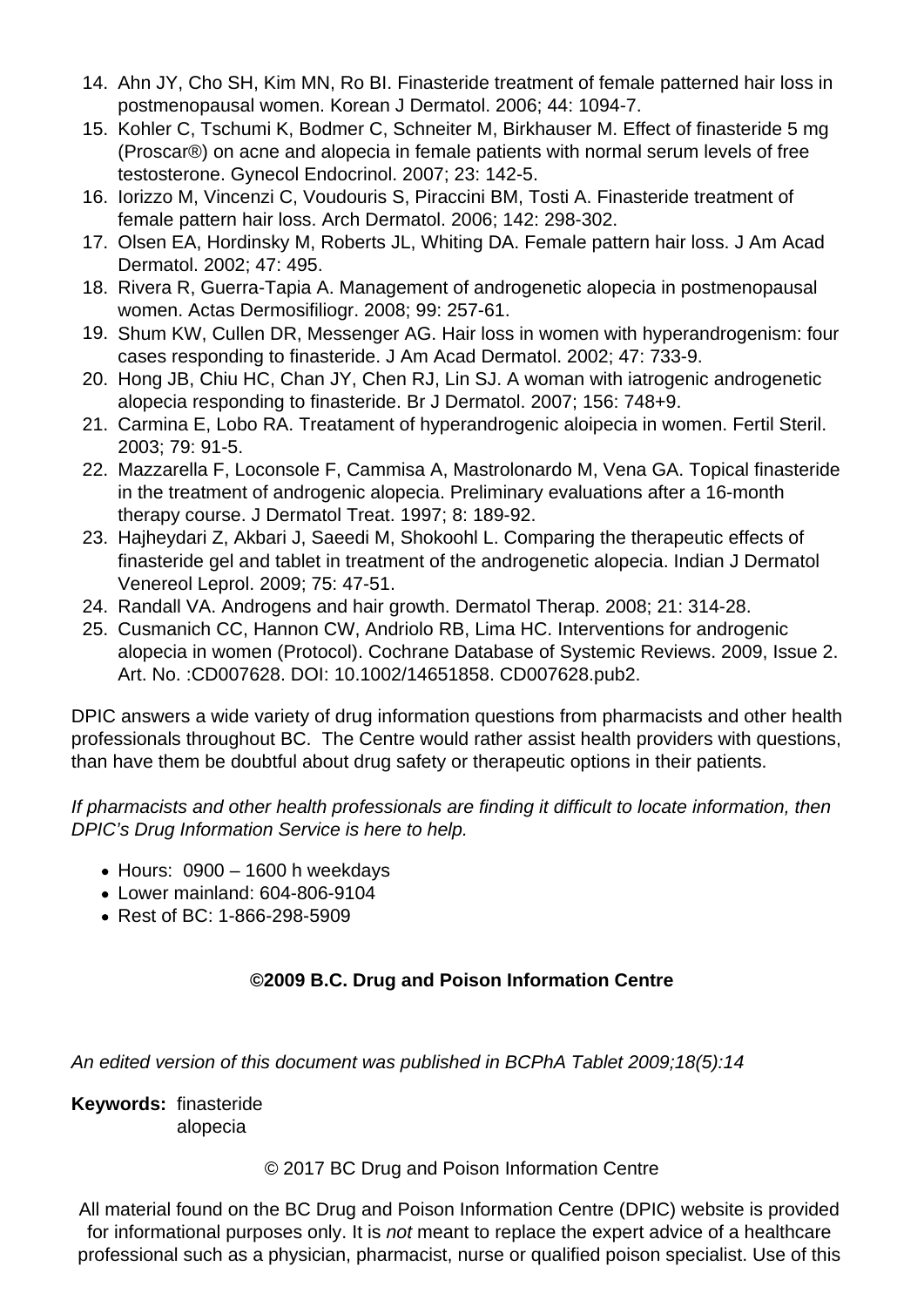14. Ahn JY, Cho SH, Kim MN, Ro BI. Finasteride treatment of female patterned hair loss in postmenopausal women. Korean J Dermatol. 2006; 44: 1094-7.
15. Kohler C, Tschumi K, Bodmer C, Schneiter M, Birkhauser M. Effect of finasteride 5 mg (Proscar®) on acne and alopecia in female patients with normal serum levels of free testosterone. Gynecol Endocrinol. 2007; 23: 142-5.
16. Iorizzo M, Vincenzi C, Voudouris S, Piraccini BM, Tosti A. Finasteride treatment of female pattern hair loss. Arch Dermatol. 2006; 142: 298-302.
17. Olsen EA, Hordinsky M, Roberts JL, Whiting DA. Female pattern hair loss. J Am Acad Dermatol. 2002; 47: 495.
18. Rivera R, Guerra-Tapia A. Management of androgenetic alopecia in postmenopausal women. Actas Dermosifiliogr. 2008; 99: 257-61.
19. Shum KW, Cullen DR, Messenger AG. Hair loss in women with hyperandrogenism: four cases responding to finasteride. J Am Acad Dermatol. 2002; 47: 733-9.
20. Hong JB, Chiu HC, Chan JY, Chen RJ, Lin SJ. A woman with iatrogenic androgenetic alopecia responding to finasteride. Br J Dermatol. 2007; 156: 748+9.
21. Carmina E, Lobo RA. Treatament of hyperandrogenic aloipecia in women. Fertil Steril. 2003; 79: 91-5.
22. Mazzarella F, Loconsole F, Cammisa A, Mastrolonardo M, Vena GA. Topical finasteride in the treatment of androgenic alopecia. Preliminary evaluations after a 16-month therapy course. J Dermatol Treat. 1997; 8: 189-92.
23. Hajheydari Z, Akbari J, Saeedi M, Shokoohl L. Comparing the therapeutic effects of finasteride gel and tablet in treatment of the androgenetic alopecia. Indian J Dermatol Venereol Leprol. 2009; 75: 47-51.
24. Randall VA. Androgens and hair growth. Dermatol Therap. 2008; 21: 314-28.
25. Cusmanich CC, Hannon CW, Andriolo RB, Lima HC. Interventions for androgenic alopecia in women (Protocol). Cochrane Database of Systemic Reviews. 2009, Issue 2. Art. No. :CD007628. DOI: 10.1002/14651858. CD007628.pub2.

DPIC answers a wide variety of drug information questions from pharmacists and other health professionals throughout BC. The Centre would rather assist health providers with questions, than have them be doubtful about drug safety or therapeutic options in their patients.

*If pharmacists and other health professionals are finding it difficult to locate information, then DPIC's Drug Information Service is here to help.*

- Hours: 0900 – 1600 h weekdays
- Lower mainland: 604-806-9104
- Rest of BC: 1-866-298-5909

**©2009 B.C. Drug and Poison Information Centre**

*An edited version of this document was published in BCPhA Tablet 2009;18(5):14*

**Keywords:** finasteride
alopecia

© 2017 BC Drug and Poison Information Centre

All material found on the BC Drug and Poison Information Centre (DPIC) website is provided for informational purposes only. It is *not* meant to replace the expert advice of a healthcare professional such as a physician, pharmacist, nurse or qualified poison specialist. Use of this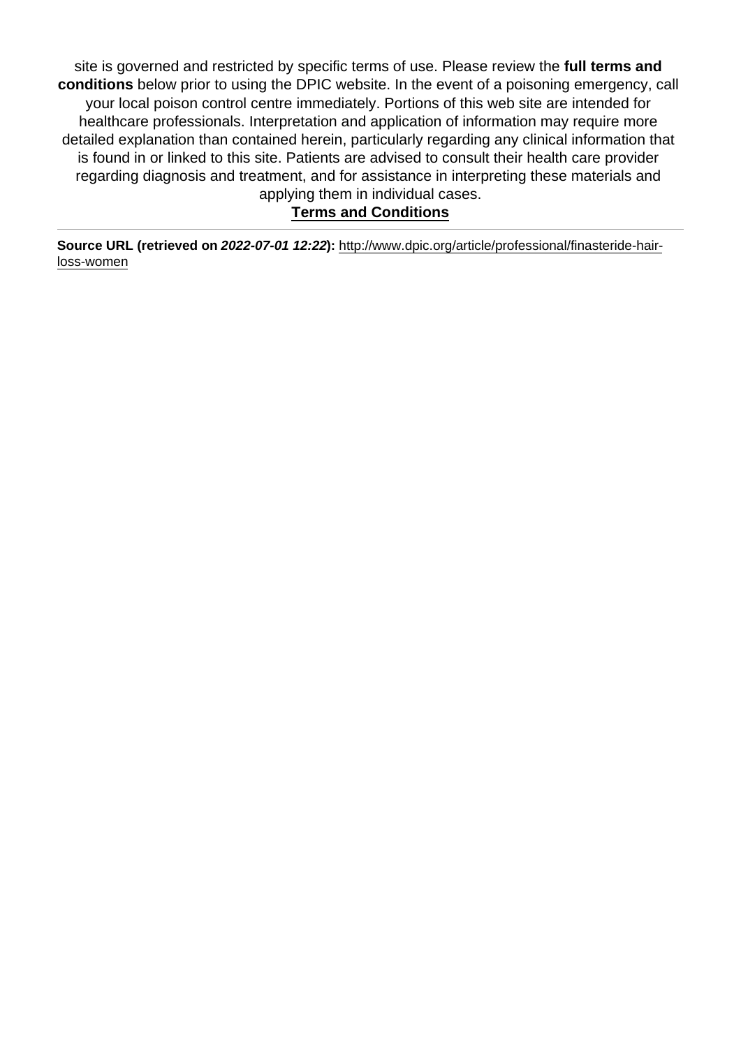site is governed and restricted by specific terms of use. Please review the **full terms and conditions** below prior to using the DPIC website. In the event of a poisoning emergency, call your local poison control centre immediately. Portions of this web site are intended for healthcare professionals. Interpretation and application of information may require more detailed explanation than contained herein, particularly regarding any clinical information that is found in or linked to this site. Patients are advised to consult their health care provider regarding diagnosis and treatment, and for assistance in interpreting these materials and applying them in individual cases.

**Terms and Conditions**

---

**Source URL (retrieved on *2022-07-01 12:22*):** http://www.dpic.org/article/professional/finasteride-hair-loss-women